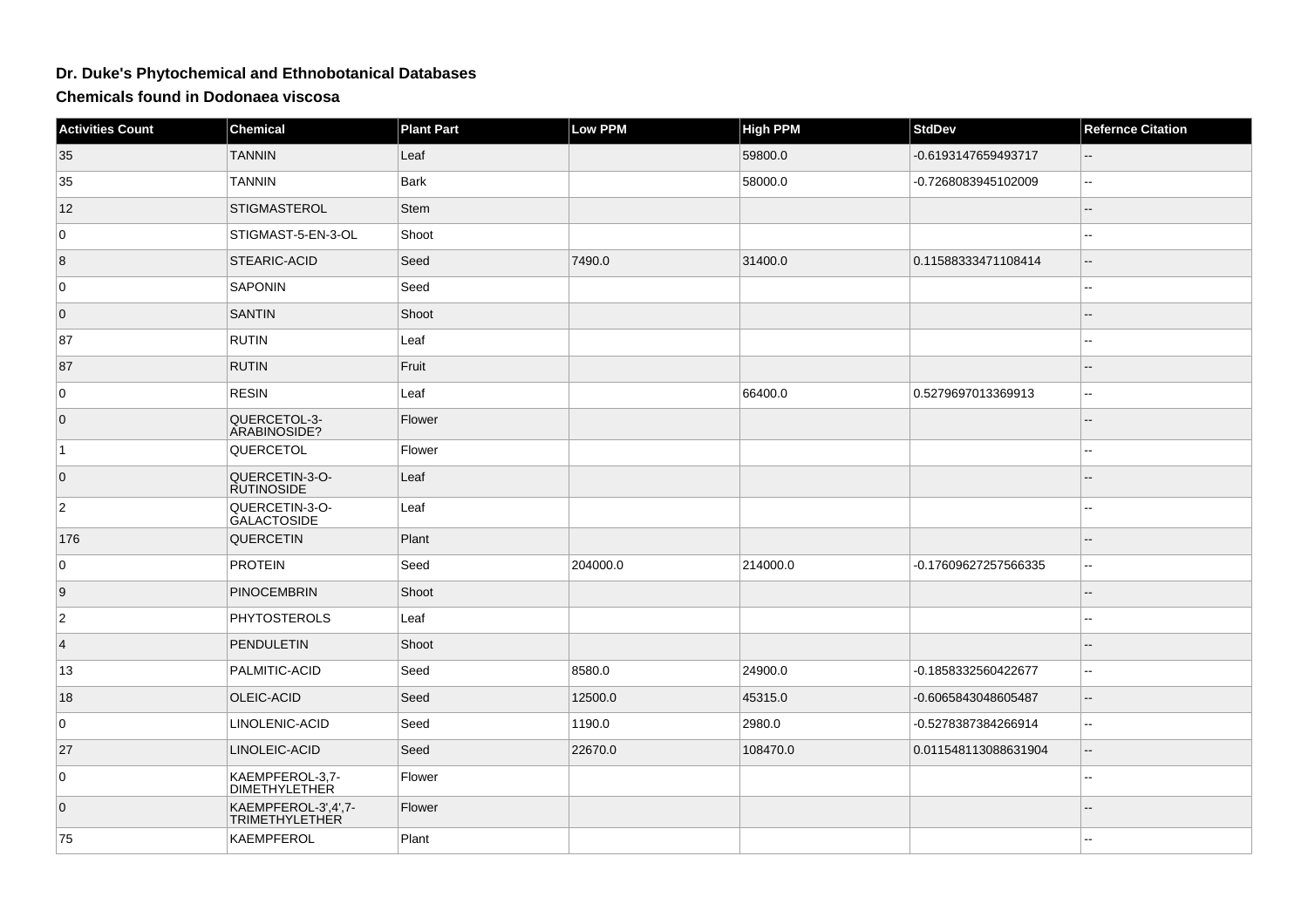# Dr. Duke's Phytochemical and Ethnobotanical Databases

## Chemicals found in Dodonaea viscosa

| Activities Count | Chemical | Plant Part | Low PPM | High PPM | StdDev | Refernce Citation |
|---|---|---|---|---|---|---|
| 35 | TANNIN | Leaf | | 59800.0 | -0.6193147659493717 | -- |
| 35 | TANNIN | Bark | | 58000.0 | -0.7268083945102009 | -- |
| 12 | STIGMASTEROL | Stem | | | | -- |
| 0 | STIGMAST-5-EN-3-OL | Shoot | | | | -- |
| 8 | STEARIC-ACID | Seed | 7490.0 | 31400.0 | 0.11588333471108414 | -- |
| 0 | SAPONIN | Seed | | | | -- |
| 0 | SANTIN | Shoot | | | | -- |
| 87 | RUTIN | Leaf | | | | -- |
| 87 | RUTIN | Fruit | | | | -- |
| 0 | RESIN | Leaf | | 66400.0 | 0.5279697013369913 | -- |
| 0 | QUERCETOL-3-ARABINOSIDE? | Flower | | | | -- |
| 1 | QUERCETOL | Flower | | | | -- |
| 0 | QUERCETIN-3-O-RUTINOSIDE | Leaf | | | | -- |
| 2 | QUERCETIN-3-O-GALACTOSIDE | Leaf | | | | -- |
| 176 | QUERCETIN | Plant | | | | -- |
| 0 | PROTEIN | Seed | 204000.0 | 214000.0 | -0.17609627257566335 | -- |
| 9 | PINOCEMBRIN | Shoot | | | | -- |
| 2 | PHYTOSTEROLS | Leaf | | | | -- |
| 4 | PENDULETIN | Shoot | | | | -- |
| 13 | PALMITIC-ACID | Seed | 8580.0 | 24900.0 | -0.1858332560422677 | -- |
| 18 | OLEIC-ACID | Seed | 12500.0 | 45315.0 | -0.6065843048605487 | -- |
| 0 | LINOLENIC-ACID | Seed | 1190.0 | 2980.0 | -0.5278387384266914 | -- |
| 27 | LINOLEIC-ACID | Seed | 22670.0 | 108470.0 | 0.011548113088631904 | -- |
| 0 | KAEMPFEROL-3,7-DIMETHYLETHER | Flower | | | | -- |
| 0 | KAEMPFEROL-3',4',7-TRIMETHYLETHER | Flower | | | | -- |
| 75 | KAEMPFEROL | Plant | | | | -- |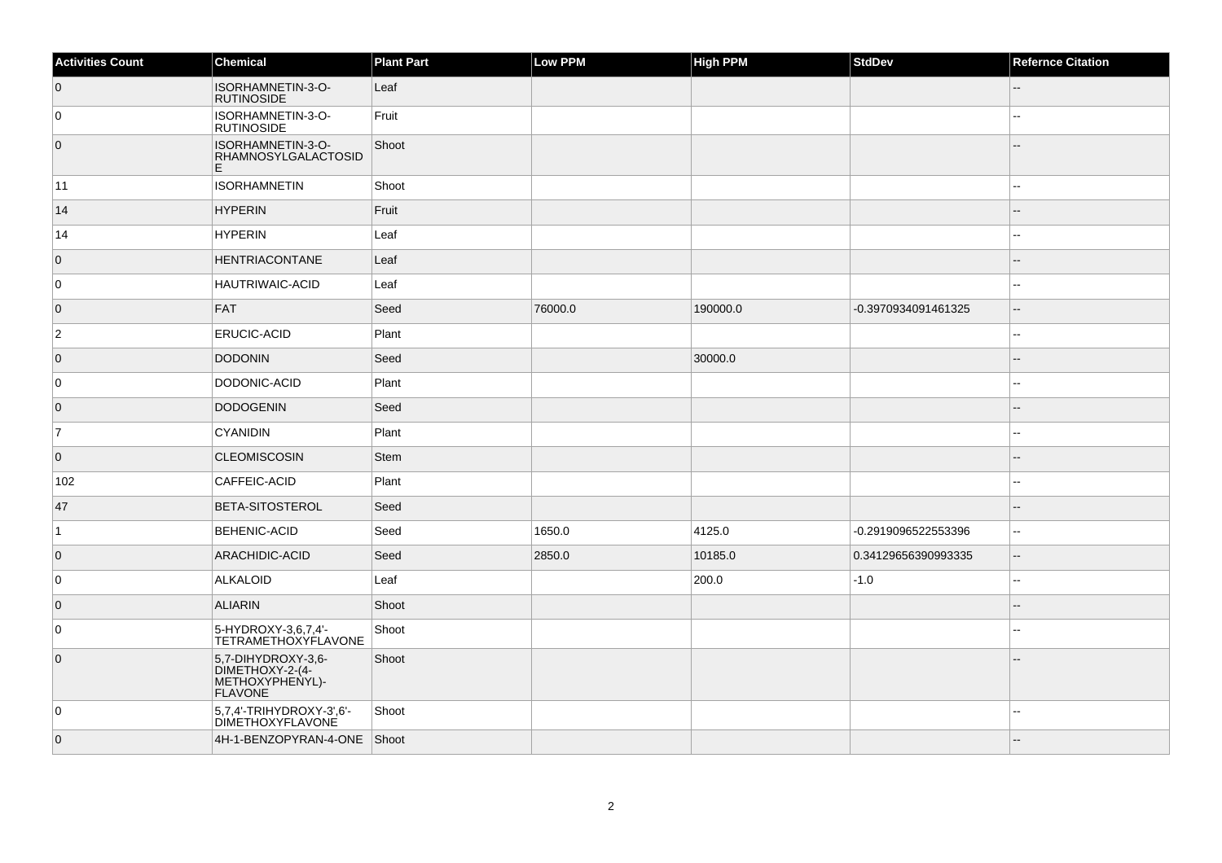| Activities Count | Chemical | Plant Part | Low PPM | High PPM | StdDev | Refernce Citation |
| --- | --- | --- | --- | --- | --- | --- |
| 0 | ISORHAMNETIN-3-O-RUTINOSIDE | Leaf | | | | -- |
| 0 | ISORHAMNETIN-3-O-RUTINOSIDE | Fruit | | | | -- |
| 0 | ISORHAMNETIN-3-O-RHAMNOSYLGALACTOSIDE | Shoot | | | | -- |
| 11 | ISORHAMNETIN | Shoot | | | | -- |
| 14 | HYPERIN | Fruit | | | | -- |
| 14 | HYPERIN | Leaf | | | | -- |
| 0 | HENTRIACONTANE | Leaf | | | | -- |
| 0 | HAUTRIWAIC-ACID | Leaf | | | | -- |
| 0 | FAT | Seed | 76000.0 | 190000.0 | -0.3970934091461325 | -- |
| 2 | ERUCIC-ACID | Plant | | | | -- |
| 0 | DODONIN | Seed | | 30000.0 | | -- |
| 0 | DODONIC-ACID | Plant | | | | -- |
| 0 | DODOGENIN | Seed | | | | -- |
| 7 | CYANIDIN | Plant | | | | -- |
| 0 | CLEOMISCOSIN | Stem | | | | -- |
| 102 | CAFFEIC-ACID | Plant | | | | -- |
| 47 | BETA-SITOSTEROL | Seed | | | | -- |
| 1 | BEHENIC-ACID | Seed | 1650.0 | 4125.0 | -0.2919096522553396 | -- |
| 0 | ARACHIDIC-ACID | Seed | 2850.0 | 10185.0 | 0.34129656390993335 | -- |
| 0 | ALKALOID | Leaf | | 200.0 | -1.0 | -- |
| 0 | ALIARIN | Shoot | | | | -- |
| 0 | 5-HYDROXY-3,6,7,4'-TETRAMETHOXYFLAVONE | Shoot | | | | -- |
| 0 | 5,7-DIHYDROXY-3,6-DIMETHOXY-2-(4-METHOXYPHENYL)-FLAVONE | Shoot | | | | -- |
| 0 | 5,7,4'-TRIHYDROXY-3',6'-DIMETHOXYFLAVONE | Shoot | | | | -- |
| 0 | 4H-1-BENZOPYRAN-4-ONE | Shoot | | | | -- |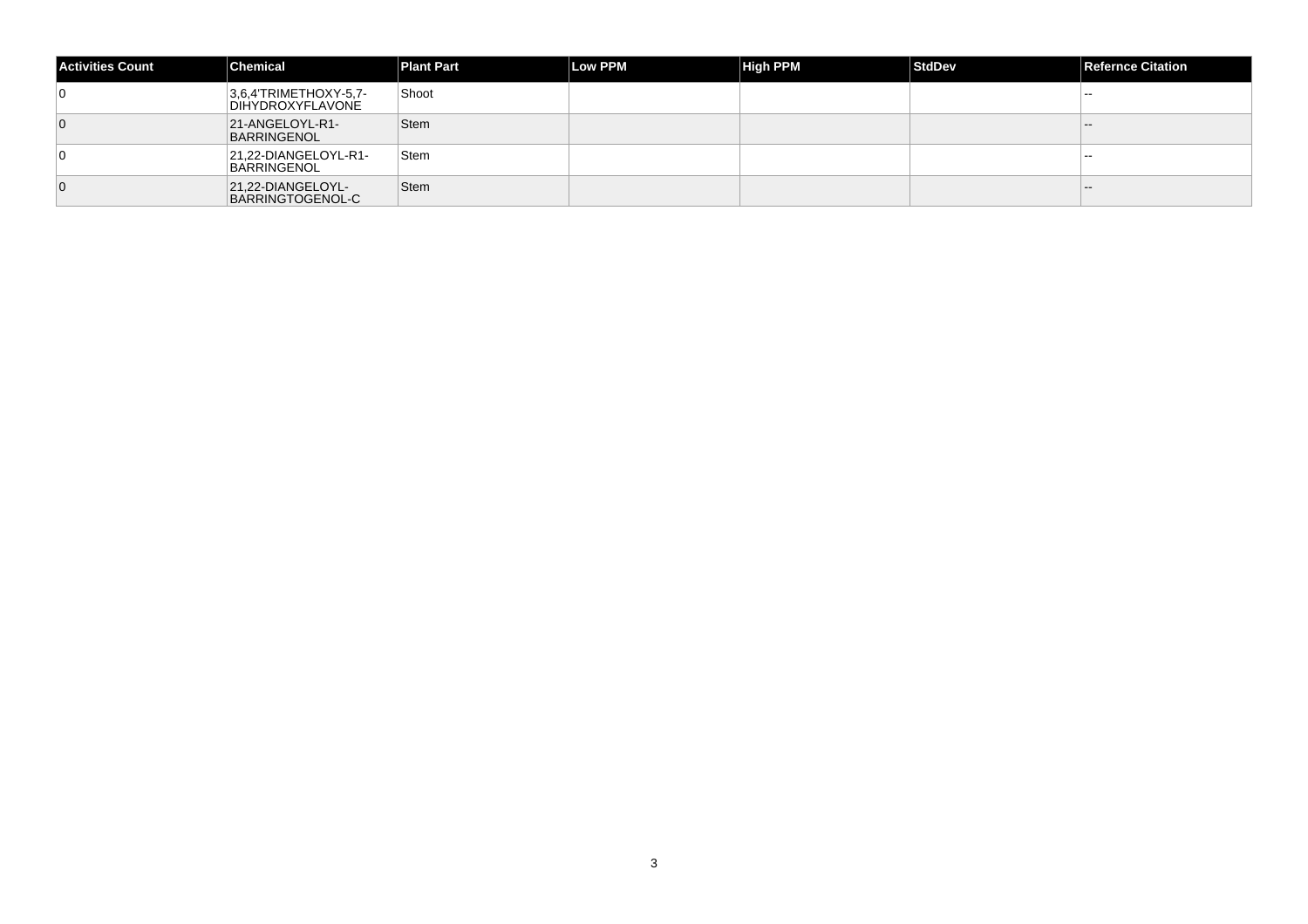| Activities Count | Chemical | Plant Part | Low PPM | High PPM | StdDev | Refernce Citation |
|---|---|---|---|---|---|---|
| 0 | 3,6,4'TRIMETHOXY-5,7-DIHYDROXYFLAVONE | Shoot | | | | -- |
| 0 | 21-ANGELOYL-R1-BARRINGENOL | Stem | | | | -- |
| 0 | 21,22-DIANGELOYL-R1-BARRINGENOL | Stem | | | | -- |
| 0 | 21,22-DIANGELOYL-BARRINGTOGENOL-C | Stem | | | | -- |